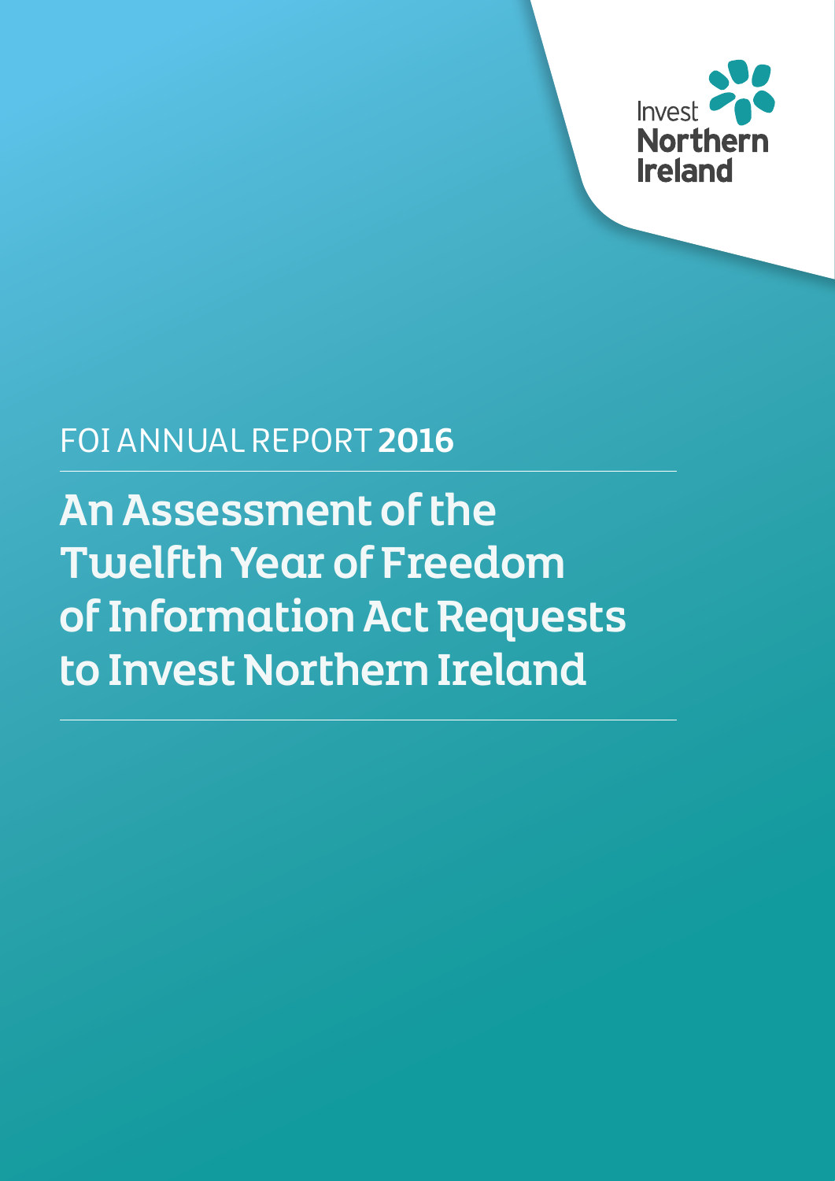Invest Northern Ireland

FOI ANNUAL REPORT **2016**

# An Assessment of the Twelfth Year of Freedom of Information Act Requests to Invest Northern Ireland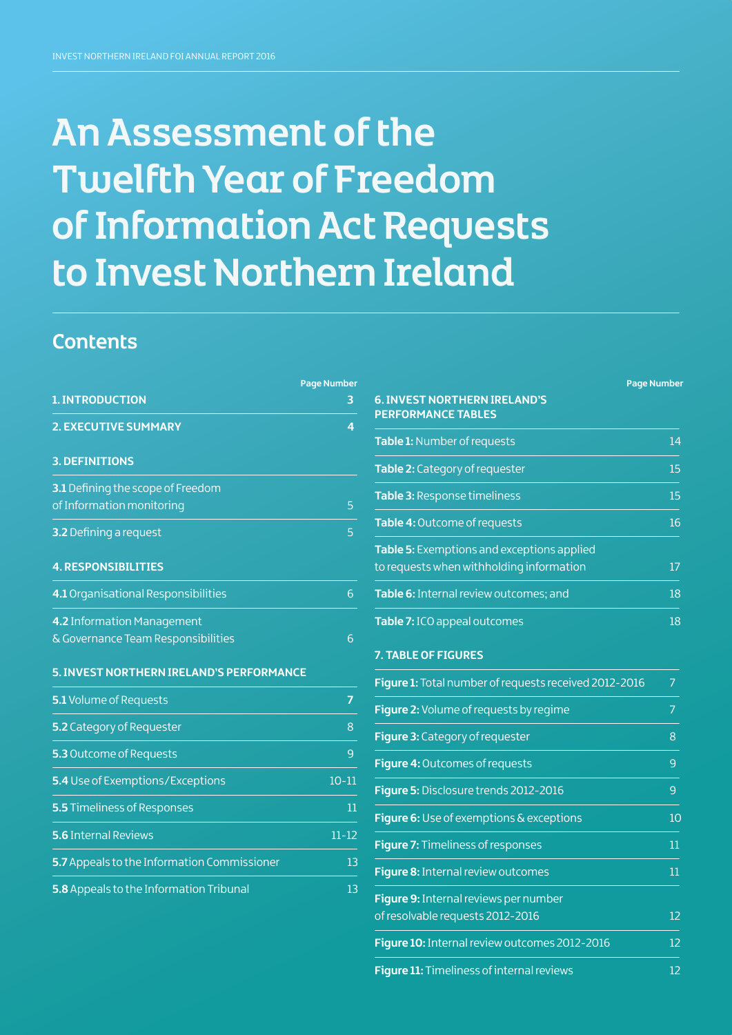# An Assessment of the Twelfth Year of Freedom of Information Act Requests to Invest Northern Ireland

## Contents

| | Page Number |
|---|---|
| **1. INTRODUCTION** | **3** |
| **2. EXECUTIVE SUMMARY** | **4** |
| **3. DEFINITIONS** | |
| **3.1** Defining the scope of Freedom of Information monitoring | 5 |
| **3.2** Defining a request | 5 |
| **4. RESPONSIBILITIES** | |
| **4.1** Organisational Responsibilities | 6 |
| **4.2** Information Management & Governance Team Responsibilities | 6 |
| **5. INVEST NORTHERN IRELAND'S PERFORMANCE** | |
| **5.1** Volume of Requests | **7** |
| **5.2** Category of Requester | 8 |
| **5.3** Outcome of Requests | 9 |
| **5.4** Use of Exemptions/Exceptions | 10-11 |
| **5.5** Timeliness of Responses | 11 |
| **5.6** Internal Reviews | 11-12 |
| **5.7** Appeals to the Information Commissioner | 13 |
| **5.8** Appeals to the Information Tribunal | 13 |

| | Page Number |
|---|---|
| **6. INVEST NORTHERN IRELAND'S PERFORMANCE TABLES** | |
| **Table 1:** Number of requests | 14 |
| **Table 2:** Category of requester | 15 |
| **Table 3:** Response timeliness | 15 |
| **Table 4:** Outcome of requests | 16 |
| **Table 5:** Exemptions and exceptions applied to requests when withholding information | 17 |
| **Table 6:** Internal review outcomes; and | 18 |
| **Table 7:** ICO appeal outcomes | 18 |
| **7. TABLE OF FIGURES** | |
| **Figure 1:** Total number of requests received 2012-2016 | 7 |
| **Figure 2:** Volume of requests by regime | 7 |
| **Figure 3:** Category of requester | 8 |
| **Figure 4:** Outcomes of requests | 9 |
| **Figure 5:** Disclosure trends 2012-2016 | 9 |
| **Figure 6:** Use of exemptions & exceptions | 10 |
| **Figure 7:** Timeliness of responses | 11 |
| **Figure 8:** Internal review outcomes | 11 |
| **Figure 9:** Internal reviews per number of resolvable requests 2012-2016 | 12 |
| **Figure 10:** Internal review outcomes 2012-2016 | 12 |
| **Figure 11:** Timeliness of internal reviews | 12 |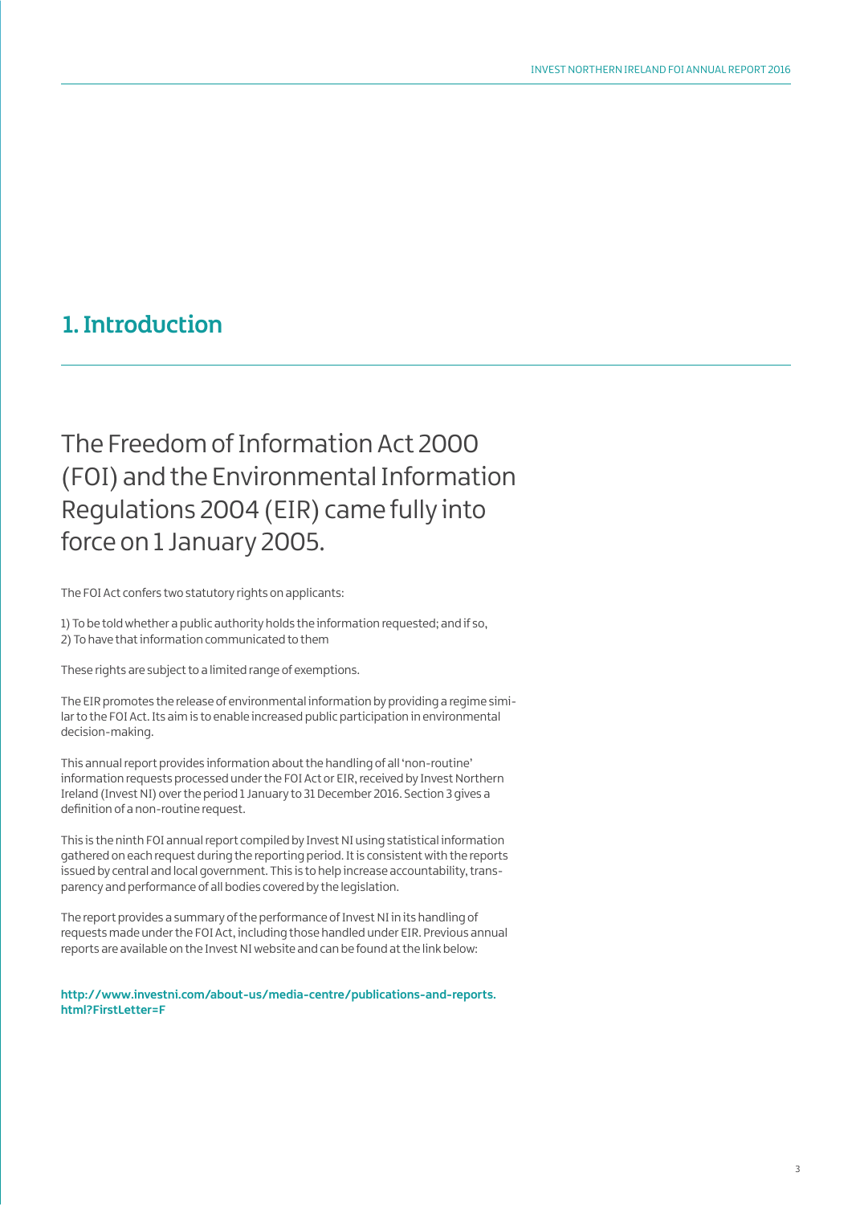## 1. Introduction

The Freedom of Information Act 2000 (FOI) and the Environmental Information Regulations 2004 (EIR) came fully into force on 1 January 2005.

The FOI Act confers two statutory rights on applicants:

1) To be told whether a public authority holds the information requested; and if so,
2) To have that information communicated to them

These rights are subject to a limited range of exemptions.

The EIR promotes the release of environmental information by providing a regime similar to the FOI Act. Its aim is to enable increased public participation in environmental decision-making.

This annual report provides information about the handling of all 'non-routine' information requests processed under the FOI Act or EIR, received by Invest Northern Ireland (Invest NI) over the period 1 January to 31 December 2016. Section 3 gives a definition of a non-routine request.

This is the ninth FOI annual report compiled by Invest NI using statistical information gathered on each request during the reporting period. It is consistent with the reports issued by central and local government. This is to help increase accountability, transparency and performance of all bodies covered by the legislation.

The report provides a summary of the performance of Invest NI in its handling of requests made under the FOI Act, including those handled under EIR. Previous annual reports are available on the Invest NI website and can be found at the link below:

**http://www.investni.com/about-us/media-centre/publications-and-reports.html?FirstLetter=F**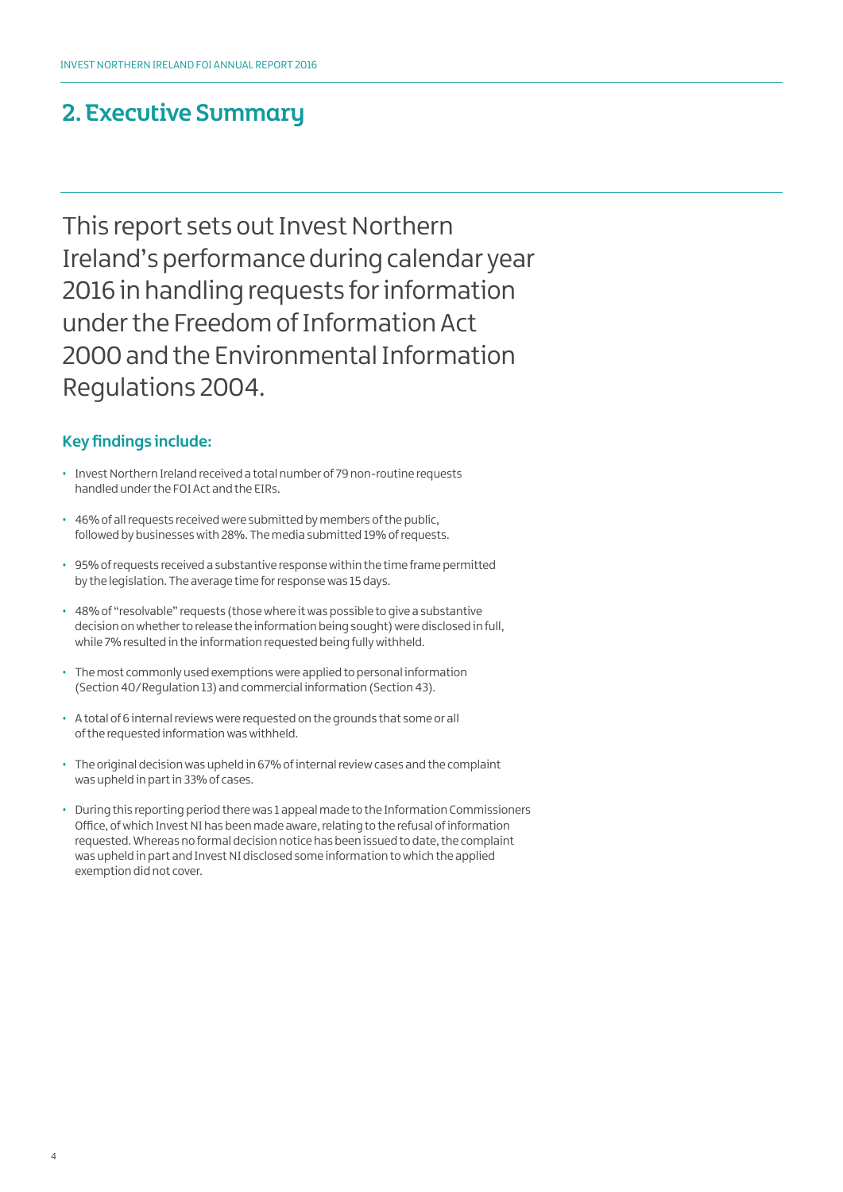## 2. Executive Summary

This report sets out Invest Northern Ireland's performance during calendar year 2016 in handling requests for information under the Freedom of Information Act 2000 and the Environmental Information Regulations 2004.

### Key findings include:

- Invest Northern Ireland received a total number of 79 non-routine requests handled under the FOI Act and the EIRs.
- 46% of all requests received were submitted by members of the public, followed by businesses with 28%. The media submitted 19% of requests.
- 95% of requests received a substantive response within the time frame permitted by the legislation. The average time for response was 15 days.
- 48% of "resolvable" requests (those where it was possible to give a substantive decision on whether to release the information being sought) were disclosed in full, while 7% resulted in the information requested being fully withheld.
- The most commonly used exemptions were applied to personal information (Section 40/Regulation 13) and commercial information (Section 43).
- A total of 6 internal reviews were requested on the grounds that some or all of the requested information was withheld.
- The original decision was upheld in 67% of internal review cases and the complaint was upheld in part in 33% of cases.
- During this reporting period there was 1 appeal made to the Information Commissioners Office, of which Invest NI has been made aware, relating to the refusal of information requested. Whereas no formal decision notice has been issued to date, the complaint was upheld in part and Invest NI disclosed some information to which the applied exemption did not cover.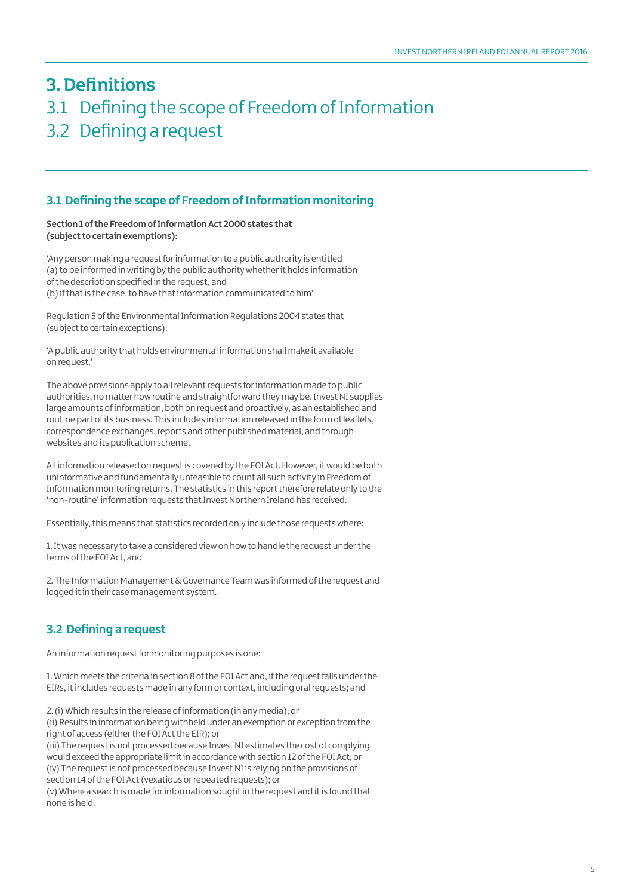# 3. Definitions

## 3.1 Defining the scope of Freedom of Information

## 3.2 Defining a request

### 3.1 Defining the scope of Freedom of Information monitoring

**Section 1 of the Freedom of Information Act 2000 states that (subject to certain exemptions):**

'Any person making a request for information to a public authority is entitled
(a) to be informed in writing by the public authority whether it holds information of the description specified in the request, and
(b) if that is the case, to have that information communicated to him'

Regulation 5 of the Environmental Information Regulations 2004 states that (subject to certain exceptions):

'A public authority that holds environmental information shall make it available on request.'

The above provisions apply to all relevant requests for information made to public authorities, no matter how routine and straightforward they may be. Invest NI supplies large amounts of information, both on request and proactively, as an established and routine part of its business. This includes information released in the form of leaflets, correspondence exchanges, reports and other published material, and through websites and its publication scheme.

All information released on request is covered by the FOI Act. However, it would be both uninformative and fundamentally unfeasible to count all such activity in Freedom of Information monitoring returns. The statistics in this report therefore relate only to the 'non-routine' information requests that Invest Northern Ireland has received.

Essentially, this means that statistics recorded only include those requests where:

1. It was necessary to take a considered view on how to handle the request under the terms of the FOI Act, and

2. The Information Management & Governance Team was informed of the request and logged it in their case management system.

### 3.2 Defining a request

An information request for monitoring purposes is one:

1. Which meets the criteria in section 8 of the FOI Act and, if the request falls under the EIRs, it includes requests made in any form or context, including oral requests; and

2. (i) Which results in the release of information (in any media); or
(ii) Results in information being withheld under an exemption or exception from the right of access (either the FOI Act the EIR); or
(iii) The request is not processed because Invest NI estimates the cost of complying would exceed the appropriate limit in accordance with section 12 of the FOI Act; or
(iv) The request is not processed because Invest NI is relying on the provisions of section 14 of the FOI Act (vexatious or repeated requests); or
(v) Where a search is made for information sought in the request and it is found that none is held.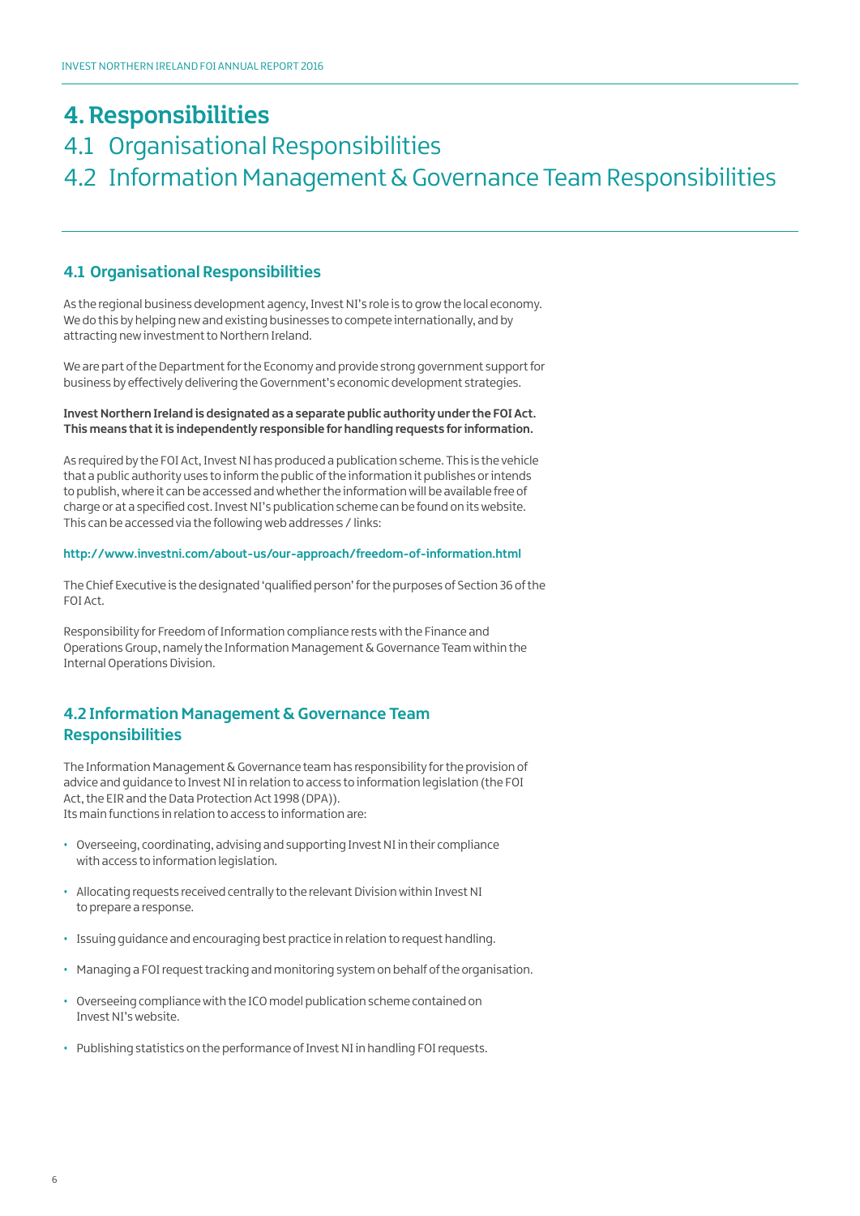# 4. Responsibilities

## 4.1 Organisational Responsibilities

## 4.2 Information Management & Governance Team Responsibilities

### 4.1 Organisational Responsibilities

As the regional business development agency, Invest NI's role is to grow the local economy. We do this by helping new and existing businesses to compete internationally, and by attracting new investment to Northern Ireland.

We are part of the Department for the Economy and provide strong government support for business by effectively delivering the Government's economic development strategies.

**Invest Northern Ireland is designated as a separate public authority under the FOI Act. This means that it is independently responsible for handling requests for information.**

As required by the FOI Act, Invest NI has produced a publication scheme. This is the vehicle that a public authority uses to inform the public of the information it publishes or intends to publish, where it can be accessed and whether the information will be available free of charge or at a specified cost. Invest NI's publication scheme can be found on its website. This can be accessed via the following web addresses / links:

**http://www.investni.com/about-us/our-approach/freedom-of-information.html**

The Chief Executive is the designated 'qualified person' for the purposes of Section 36 of the FOI Act.

Responsibility for Freedom of Information compliance rests with the Finance and Operations Group, namely the Information Management & Governance Team within the Internal Operations Division.

### 4.2 Information Management & Governance Team Responsibilities

The Information Management & Governance team has responsibility for the provision of advice and guidance to Invest NI in relation to access to information legislation (the FOI Act, the EIR and the Data Protection Act 1998 (DPA)).
Its main functions in relation to access to information are:

- Overseeing, coordinating, advising and supporting Invest NI in their compliance with access to information legislation.
- Allocating requests received centrally to the relevant Division within Invest NI to prepare a response.
- Issuing guidance and encouraging best practice in relation to request handling.
- Managing a FOI request tracking and monitoring system on behalf of the organisation.
- Overseeing compliance with the ICO model publication scheme contained on Invest NI's website.
- Publishing statistics on the performance of Invest NI in handling FOI requests.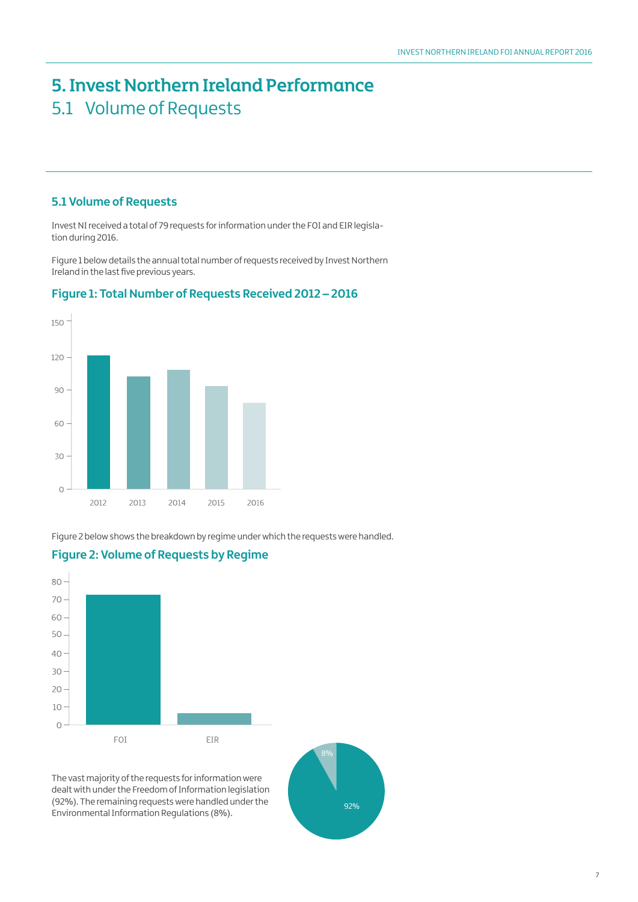# 5. Invest Northern Ireland Performance

## 5.1 Volume of Requests

### 5.1 Volume of Requests

Invest NI received a total of 79 requests for information under the FOI and EIR legislation during 2016.

Figure 1 below details the annual total number of requests received by Invest Northern Ireland in the last five previous years.

### Figure 1: Total Number of Requests Received 2012 – 2016

Figure 2 below shows the breakdown by regime under which the requests were handled.

### Figure 2: Volume of Requests by Regime

The vast majority of the requests for information were dealt with under the Freedom of Information legislation (92%). The remaining requests were handled under the Environmental Information Regulations (8%).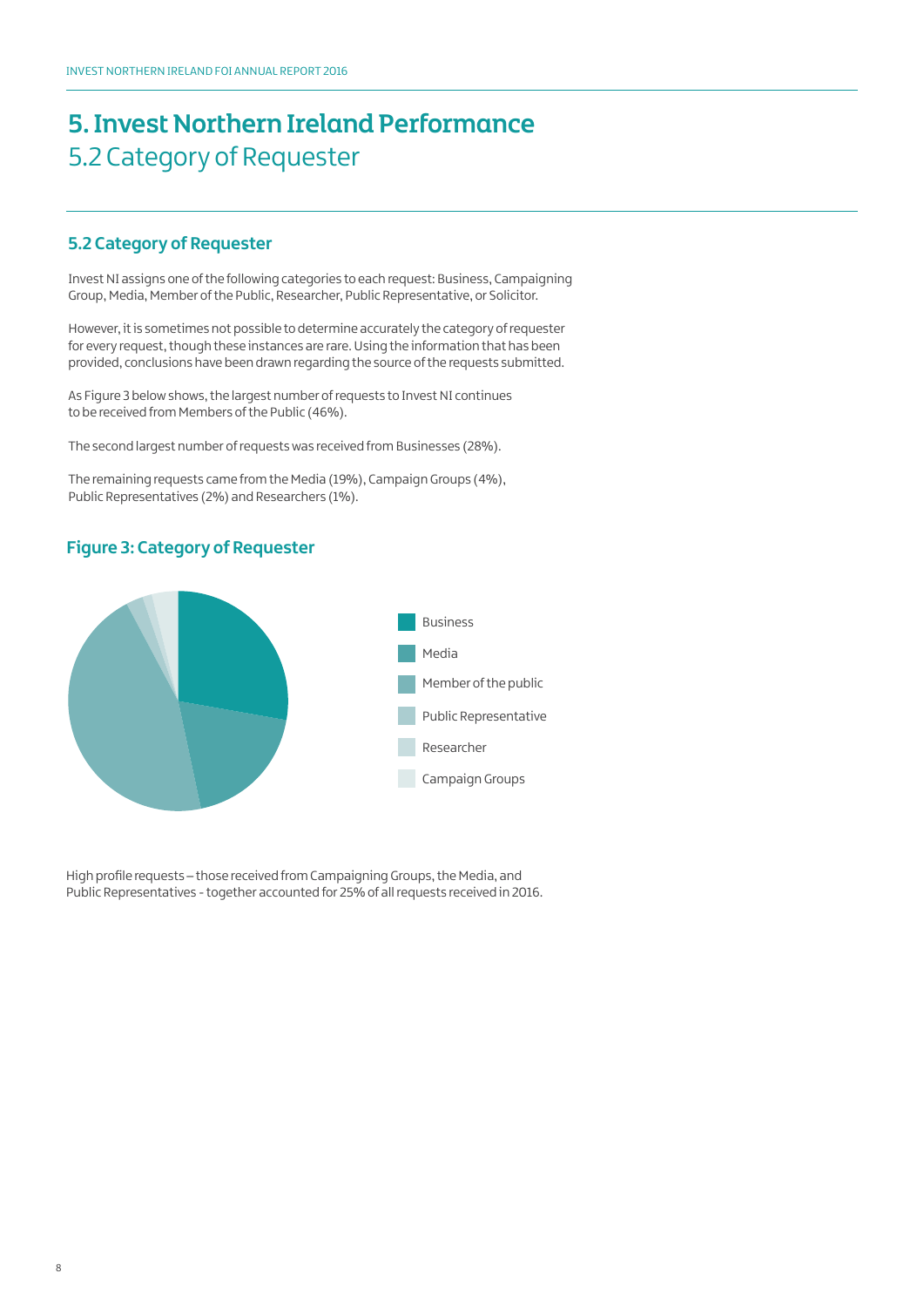# 5. Invest Northern Ireland Performance
## 5.2 Category of Requester

### 5.2 Category of Requester

Invest NI assigns one of the following categories to each request: Business, Campaigning Group, Media, Member of the Public, Researcher, Public Representative, or Solicitor.

However, it is sometimes not possible to determine accurately the category of requester for every request, though these instances are rare. Using the information that has been provided, conclusions have been drawn regarding the source of the requests submitted.

As Figure 3 below shows, the largest number of requests to Invest NI continues to be received from Members of the Public (46%).

The second largest number of requests was received from Businesses (28%).

The remaining requests came from the Media (19%), Campaign Groups (4%), Public Representatives (2%) and Researchers (1%).

### Figure 3: Category of Requester

- Business
- Media
- Member of the public
- Public Representative
- Researcher
- Campaign Groups

High profile requests – those received from Campaigning Groups, the Media, and Public Representatives - together accounted for 25% of all requests received in 2016.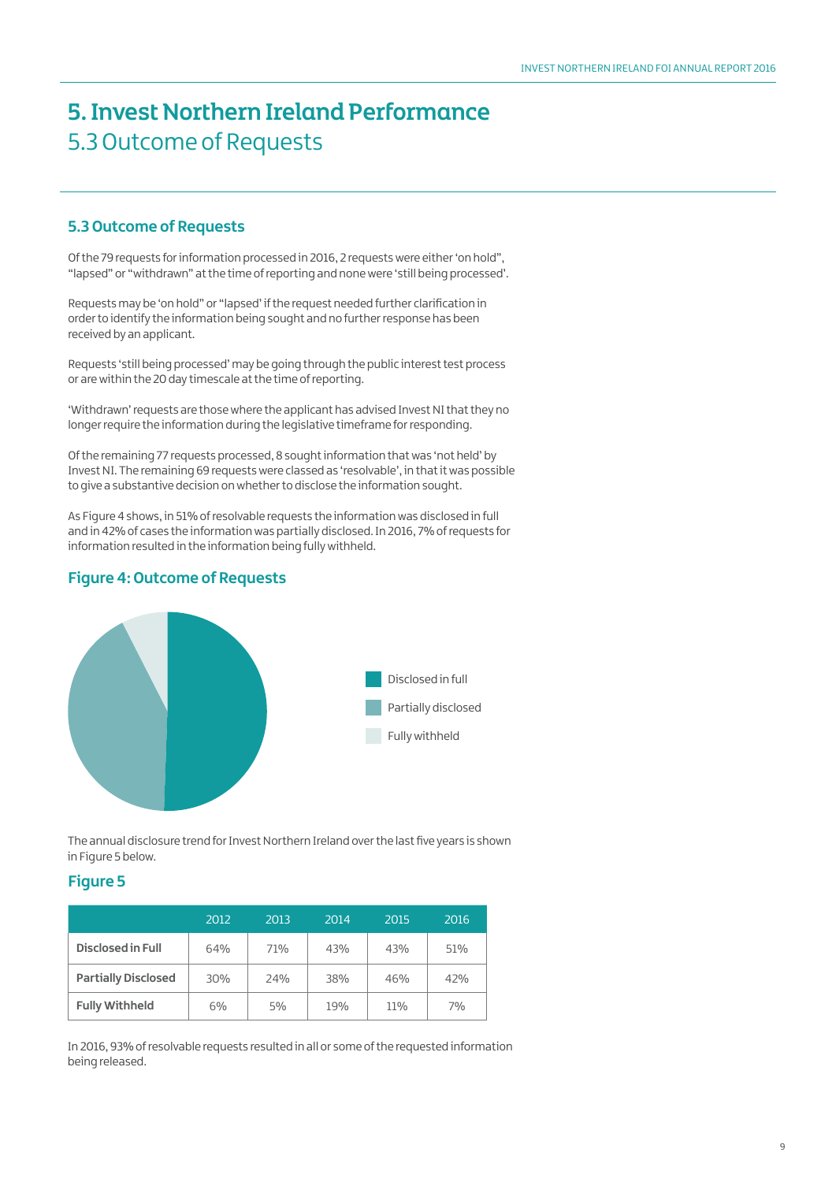# 5. Invest Northern Ireland Performance

## 5.3 Outcome of Requests

### 5.3 Outcome of Requests

Of the 79 requests for information processed in 2016, 2 requests were either 'on hold", "lapsed" or "withdrawn" at the time of reporting and none were 'still being processed'.

Requests may be 'on hold" or "lapsed' if the request needed further clarification in order to identify the information being sought and no further response has been received by an applicant.

Requests 'still being processed' may be going through the public interest test process or are within the 20 day timescale at the time of reporting.

'Withdrawn' requests are those where the applicant has advised Invest NI that they no longer require the information during the legislative timeframe for responding.

Of the remaining 77 requests processed, 8 sought information that was 'not held' by Invest NI. The remaining 69 requests were classed as 'resolvable', in that it was possible to give a substantive decision on whether to disclose the information sought.

As Figure 4 shows, in 51% of resolvable requests the information was disclosed in full and in 42% of cases the information was partially disclosed. In 2016, 7% of requests for information resulted in the information being fully withheld.

### Figure 4: Outcome of Requests

- Disclosed in full
- Partially disclosed
- Fully withheld

The annual disclosure trend for Invest Northern Ireland over the last five years is shown in Figure 5 below.

### Figure 5

| | 2012 | 2013 | 2014 | 2015 | 2016 |
|---|---|---|---|---|---|
| **Disclosed in Full** | 64% | 71% | 43% | 43% | 51% |
| **Partially Disclosed** | 30% | 24% | 38% | 46% | 42% |
| **Fully Withheld** | 6% | 5% | 19% | 11% | 7% |

In 2016, 93% of resolvable requests resulted in all or some of the requested information being released.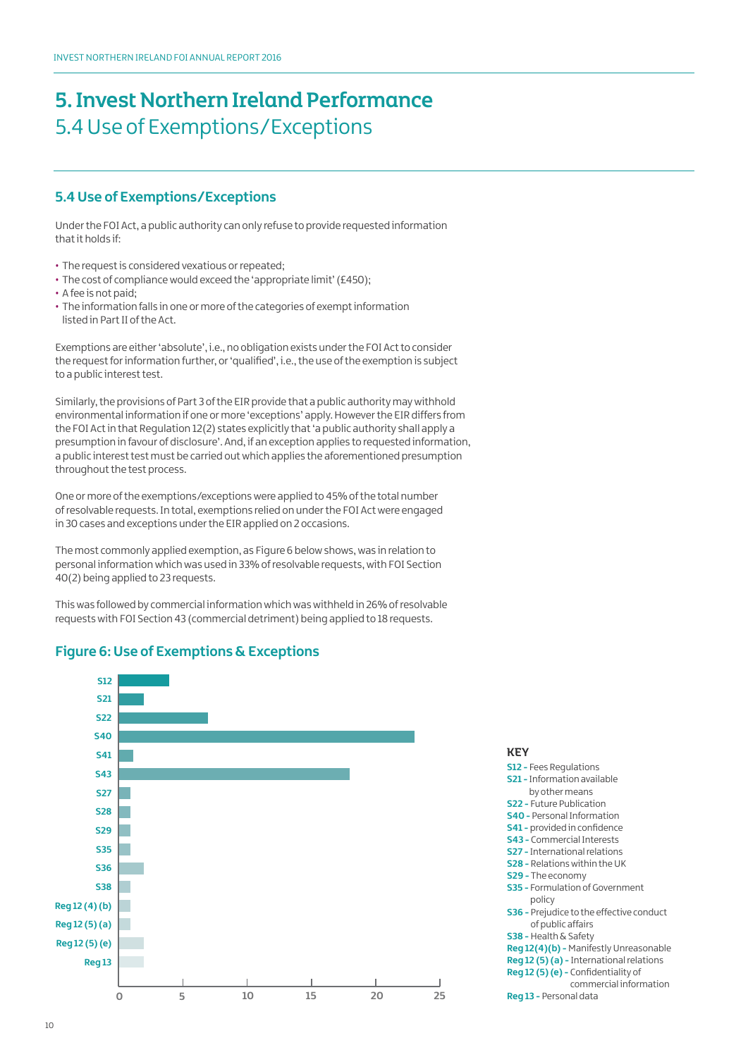# 5. Invest Northern Ireland Performance

## 5.4 Use of Exemptions/Exceptions

### 5.4 Use of Exemptions/Exceptions

Under the FOI Act, a public authority can only refuse to provide requested information that it holds if:

- The request is considered vexatious or repeated;
- The cost of compliance would exceed the 'appropriate limit' (£450);
- A fee is not paid;
- The information falls in one or more of the categories of exempt information listed in Part II of the Act.

Exemptions are either 'absolute', i.e., no obligation exists under the FOI Act to consider the request for information further, or 'qualified', i.e., the use of the exemption is subject to a public interest test.

Similarly, the provisions of Part 3 of the EIR provide that a public authority may withhold environmental information if one or more 'exceptions' apply. However the EIR differs from the FOI Act in that Regulation 12(2) states explicitly that 'a public authority shall apply a presumption in favour of disclosure'. And, if an exception applies to requested information, a public interest test must be carried out which applies the aforementioned presumption throughout the test process.

One or more of the exemptions/exceptions were applied to 45% of the total number of resolvable requests. In total, exemptions relied on under the FOI Act were engaged in 30 cases and exceptions under the EIR applied on 2 occasions.

The most commonly applied exemption, as Figure 6 below shows, was in relation to personal information which was used in 33% of resolvable requests, with FOI Section 40(2) being applied to 23 requests.

This was followed by commercial information which was withheld in 26% of resolvable requests with FOI Section 43 (commercial detriment) being applied to 18 requests.

### Figure 6: Use of Exemptions & Exceptions

| Exemption/Exception | Number of requests (approx.) |
|---|---|
| S12 | 4 |
| S21 | 2 |
| S22 | 7 |
| S40 | 23 |
| S41 | 1 |
| S43 | 18 |
| S27 | 1 |
| S28 | 1 |
| S29 | 1 |
| S35 | 1 |
| S36 | 2 |
| S38 | 1 |
| Reg 12 (4) (b) | 1 |
| Reg 12 (5) (a) | 1 |
| Reg 12 (5) (e) | 2 |
| Reg 13 | 2 |

**KEY**

- **S12 -** Fees Regulations
- **S21 -** Information available by other means
- **S22 -** Future Publication
- **S40 -** Personal Information
- **S41 -** provided in confidence
- **S43 -** Commercial Interests
- **S27 -** International relations
- **S28 -** Relations within the UK
- **S29 -** The economy
- **S35 -** Formulation of Government policy
- **S36 -** Prejudice to the effective conduct of public affairs
- **S38 -** Health & Safety
- **Reg 12(4)(b) -** Manifestly Unreasonable
- **Reg 12 (5) (a) -** International relations
- **Reg 12 (5) (e) -** Confidentiality of commercial information
- **Reg 13 -** Personal data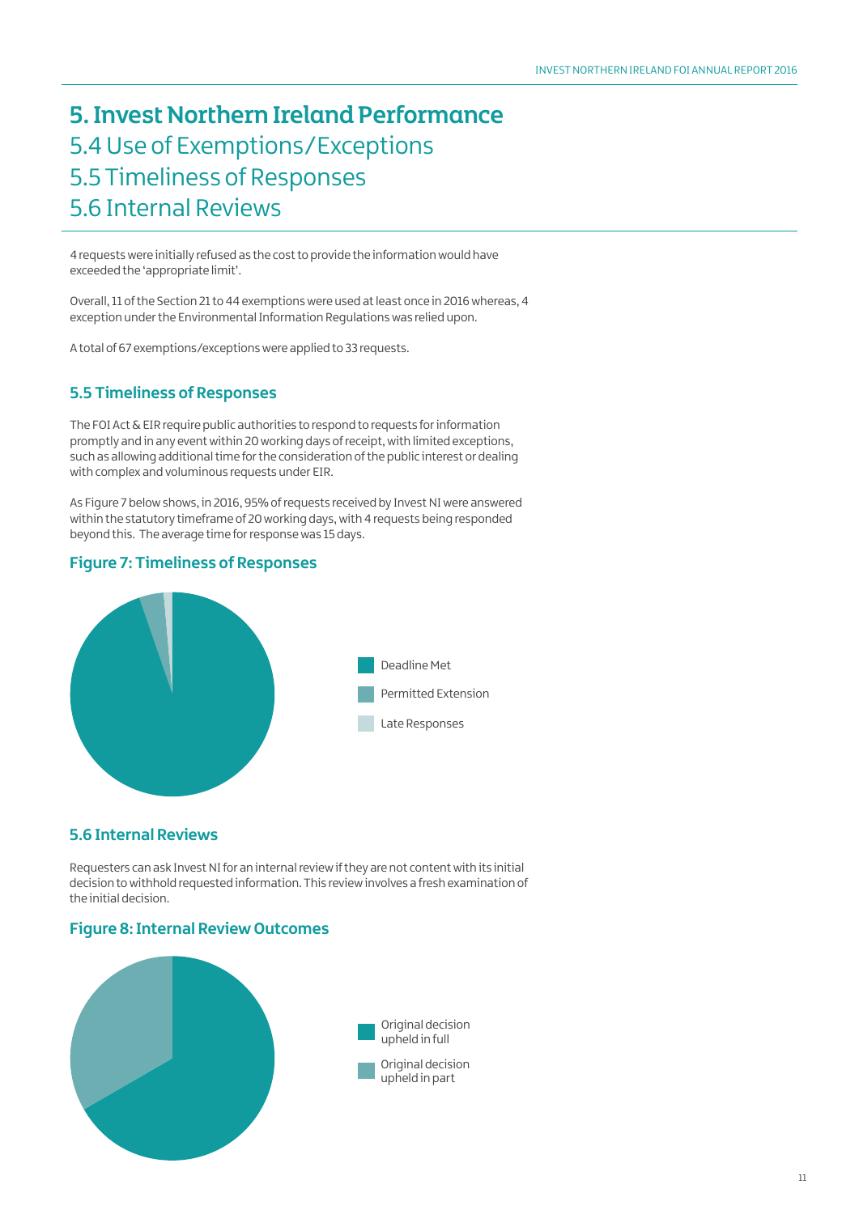# 5. Invest Northern Ireland Performance
## 5.4 Use of Exemptions/Exceptions
## 5.5 Timeliness of Responses
## 5.6 Internal Reviews

4 requests were initially refused as the cost to provide the information would have exceeded the 'appropriate limit'.

Overall, 11 of the Section 21 to 44 exemptions were used at least once in 2016 whereas, 4 exception under the Environmental Information Regulations was relied upon.

A total of 67 exemptions/exceptions were applied to 33 requests.

### 5.5 Timeliness of Responses

The FOI Act & EIR require public authorities to respond to requests for information promptly and in any event within 20 working days of receipt, with limited exceptions, such as allowing additional time for the consideration of the public interest or dealing with complex and voluminous requests under EIR.

As Figure 7 below shows, in 2016, 95% of requests received by Invest NI were answered within the statutory timeframe of 20 working days, with 4 requests being responded beyond this. The average time for response was 15 days.

**Figure 7: Timeliness of Responses**

Deadline Met
Permitted Extension
Late Responses

### 5.6 Internal Reviews

Requesters can ask Invest NI for an internal review if they are not content with its initial decision to withhold requested information. This review involves a fresh examination of the initial decision.

**Figure 8: Internal Review Outcomes**

Original decision upheld in full
Original decision upheld in part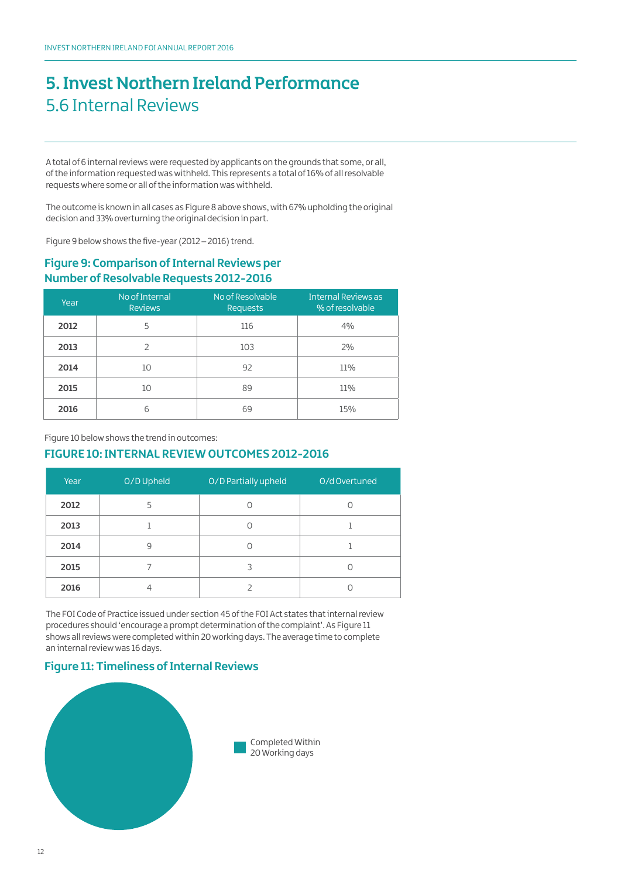# 5. Invest Northern Ireland Performance
## 5.6 Internal Reviews

A total of 6 internal reviews were requested by applicants on the grounds that some, or all, of the information requested was withheld. This represents a total of 16% of all resolvable requests where some or all of the information was withheld.

The outcome is known in all cases as Figure 8 above shows, with 67% upholding the original decision and 33% overturning the original decision in part.

Figure 9 below shows the five-year (2012 – 2016) trend.

### Figure 9: Comparison of Internal Reviews per Number of Resolvable Requests 2012-2016

| Year | No of Internal Reviews | No of Resolvable Requests | Internal Reviews as % of resolvable |
|---|---|---|---|
| **2012** | 5 | 116 | 4% |
| **2013** | 2 | 103 | 2% |
| **2014** | 10 | 92 | 11% |
| **2015** | 10 | 89 | 11% |
| **2016** | 6 | 69 | 15% |

Figure 10 below shows the trend in outcomes:

### FIGURE 10: INTERNAL REVIEW OUTCOMES 2012-2016

| Year | O/D Upheld | O/D Partially upheld | O/d Overtuned |
|---|---|---|---|
| **2012** | 5 | 0 | 0 |
| **2013** | 1 | 0 | 1 |
| **2014** | 9 | 0 | 1 |
| **2015** | 7 | 3 | 0 |
| **2016** | 4 | 2 | 0 |

The FOI Code of Practice issued under section 45 of the FOI Act states that internal review procedures should 'encourage a prompt determination of the complaint'. As Figure 11 shows all reviews were completed within 20 working days. The average time to complete an internal review was 16 days.

### Figure 11: Timeliness of Internal Reviews

Completed Within 20 Working days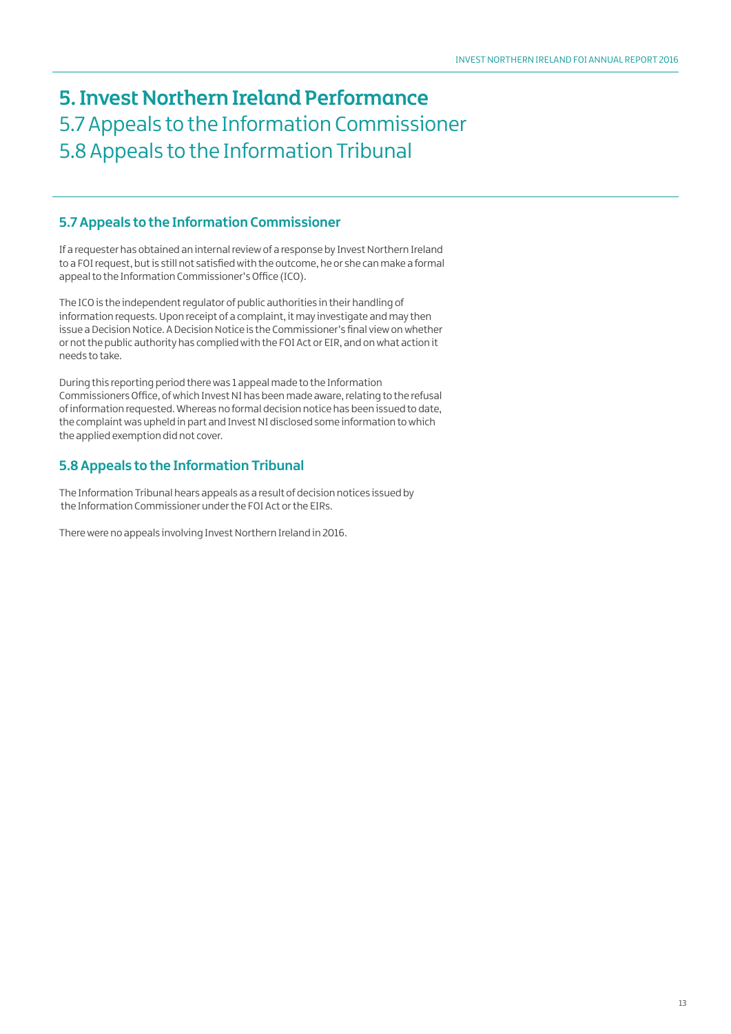# 5. Invest Northern Ireland Performance

## 5.7 Appeals to the Information Commissioner

## 5.8 Appeals to the Information Tribunal

### 5.7 Appeals to the Information Commissioner

If a requester has obtained an internal review of a response by Invest Northern Ireland to a FOI request, but is still not satisfied with the outcome, he or she can make a formal appeal to the Information Commissioner's Office (ICO).

The ICO is the independent regulator of public authorities in their handling of information requests. Upon receipt of a complaint, it may investigate and may then issue a Decision Notice. A Decision Notice is the Commissioner's final view on whether or not the public authority has complied with the FOI Act or EIR, and on what action it needs to take.

During this reporting period there was 1 appeal made to the Information Commissioners Office, of which Invest NI has been made aware, relating to the refusal of information requested. Whereas no formal decision notice has been issued to date, the complaint was upheld in part and Invest NI disclosed some information to which the applied exemption did not cover.

### 5.8 Appeals to the Information Tribunal

The Information Tribunal hears appeals as a result of decision notices issued by the Information Commissioner under the FOI Act or the EIRs.

There were no appeals involving Invest Northern Ireland in 2016.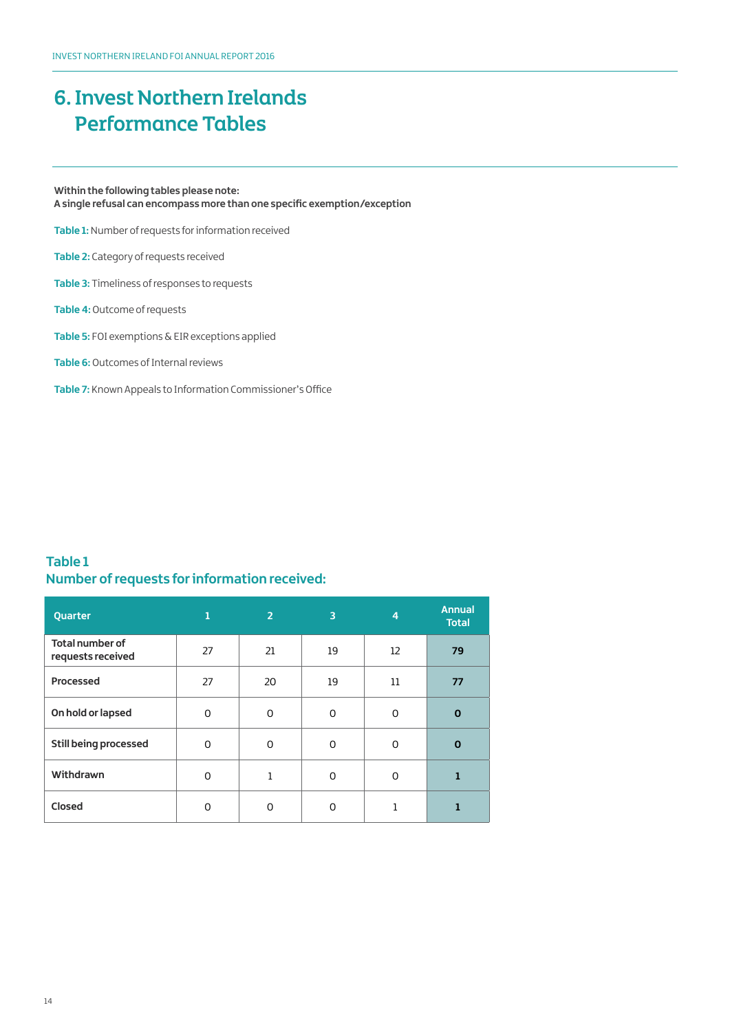# 6. Invest Northern Irelands Performance Tables

**Within the following tables please note:**
**A single refusal can encompass more than one specific exemption/exception**

**Table 1:** Number of requests for information received

**Table 2:** Category of requests received

**Table 3:** Timeliness of responses to requests

**Table 4:** Outcome of requests

**Table 5:** FOI exemptions & EIR exceptions applied

**Table 6:** Outcomes of Internal reviews

**Table 7:** Known Appeals to Information Commissioner's Office

## Table 1
## Number of requests for information received:

| Quarter | 1 | 2 | 3 | 4 | Annual Total |
|---|---|---|---|---|---|
| **Total number of requests received** | 27 | 21 | 19 | 12 | **79** |
| **Processed** | 27 | 20 | 19 | 11 | **77** |
| **On hold or lapsed** | 0 | 0 | 0 | 0 | **0** |
| **Still being processed** | 0 | 0 | 0 | 0 | **0** |
| **Withdrawn** | 0 | 1 | 0 | 0 | **1** |
| **Closed** | 0 | 0 | 0 | 1 | **1** |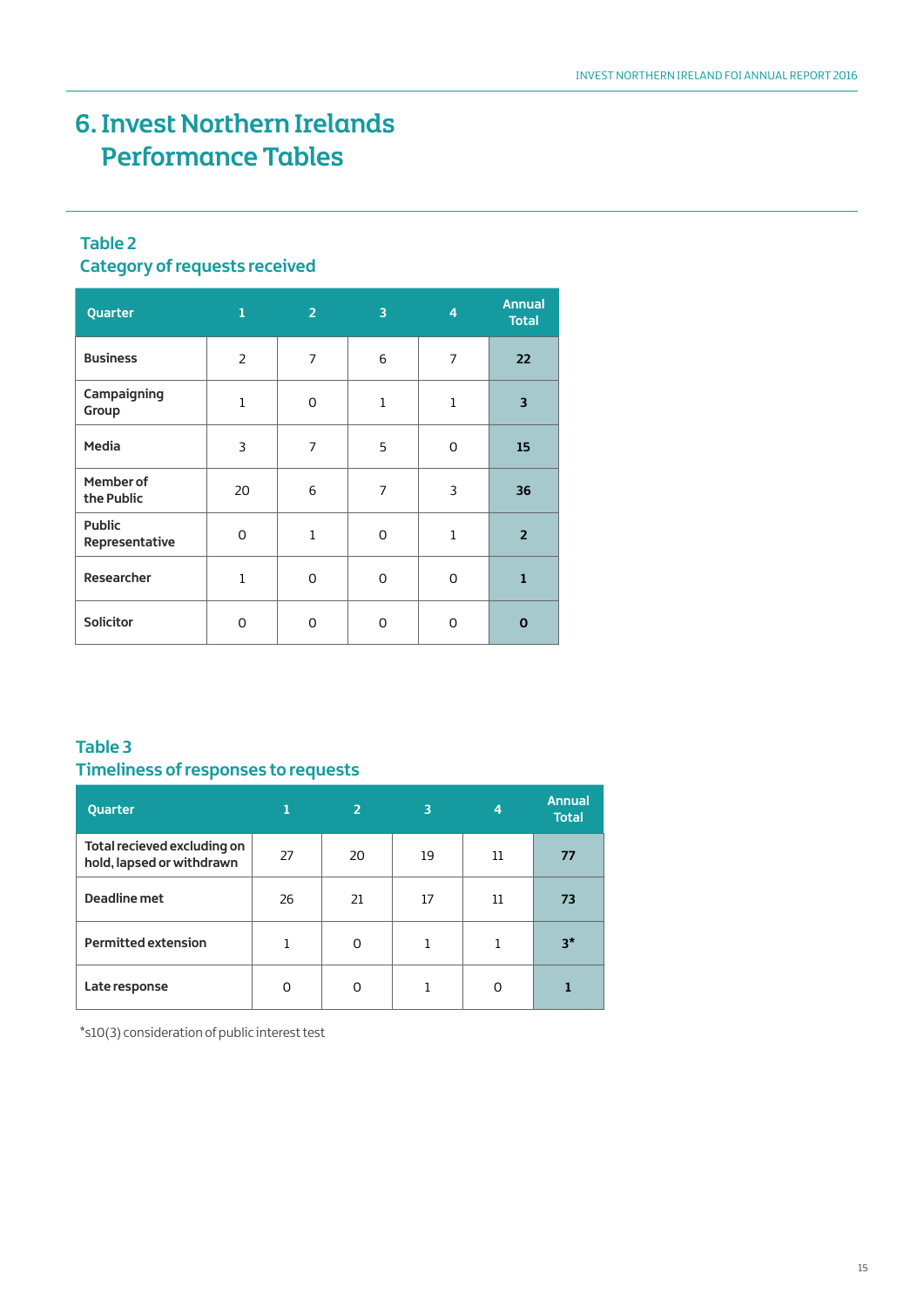# 6. Invest Northern Irelands Performance Tables

### Table 2
### Category of requests received

| Quarter | 1 | 2 | 3 | 4 | Annual Total |
|---|---|---|---|---|---|
| Business | 2 | 7 | 6 | 7 | **22** |
| Campaigning Group | 1 | 0 | 1 | 1 | **3** |
| Media | 3 | 7 | 5 | 0 | **15** |
| Member of the Public | 20 | 6 | 7 | 3 | **36** |
| Public Representative | 0 | 1 | 0 | 1 | **2** |
| Researcher | 1 | 0 | 0 | 0 | **1** |
| Solicitor | 0 | 0 | 0 | 0 | **0** |

### Table 3
### Timeliness of responses to requests

| Quarter | 1 | 2 | 3 | 4 | Annual Total |
|---|---|---|---|---|---|
| Total recieved excluding on hold, lapsed or withdrawn | 27 | 20 | 19 | 11 | **77** |
| Deadline met | 26 | 21 | 17 | 11 | **73** |
| Permitted extension | 1 | 0 | 1 | 1 | **3*** |
| Late response | 0 | 0 | 1 | 0 | **1** |

*s10(3) consideration of public interest test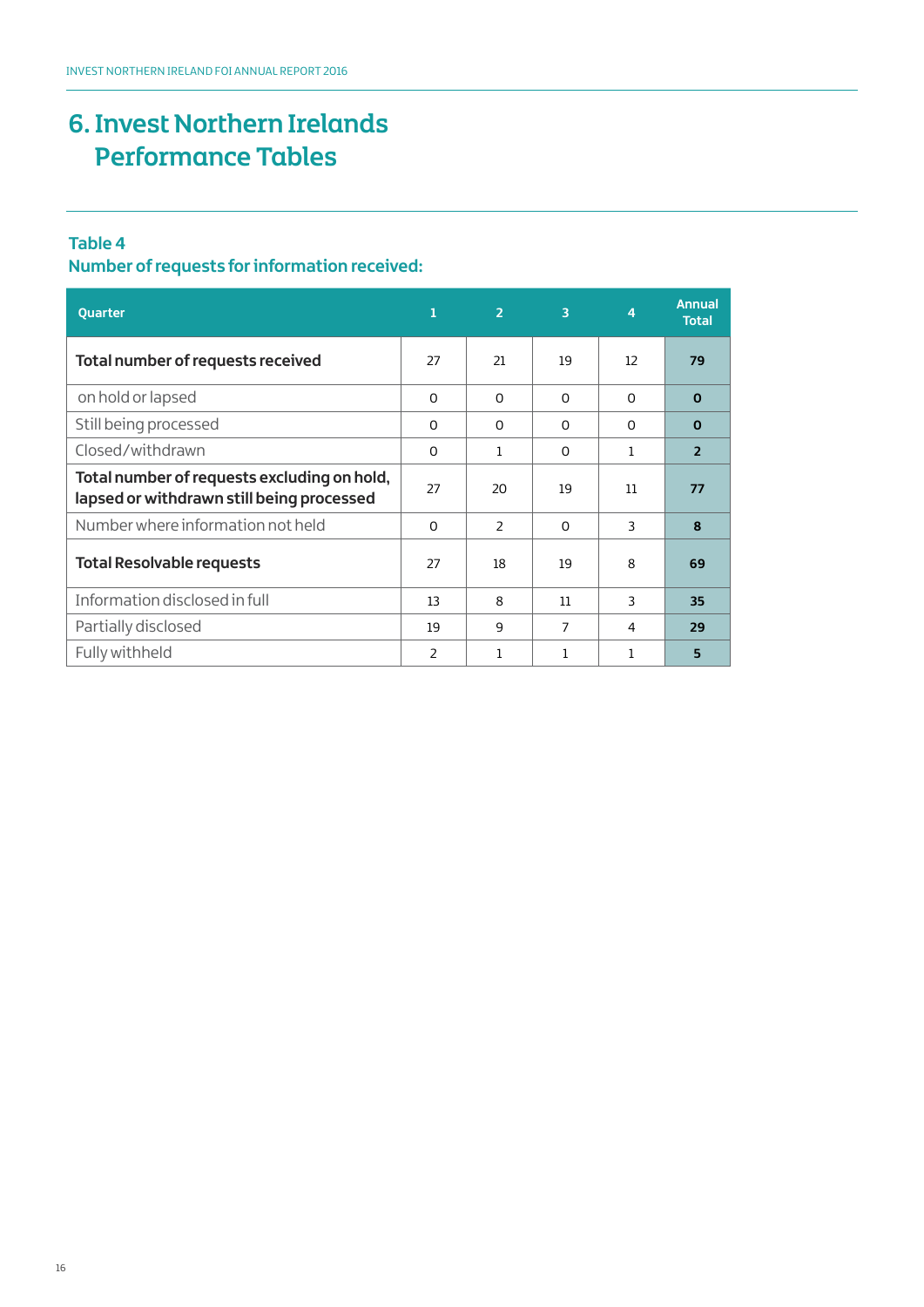# 6. Invest Northern Irelands Performance Tables

### Table 4
### Number of requests for information received:

| Quarter | 1 | 2 | 3 | 4 | Annual Total |
|---|---|---|---|---|---|
| **Total number of requests received** | 27 | 21 | 19 | 12 | **79** |
| on hold or lapsed | 0 | 0 | 0 | 0 | **0** |
| Still being processed | 0 | 0 | 0 | 0 | **0** |
| Closed/withdrawn | 0 | 1 | 0 | 1 | **2** |
| **Total number of requests excluding on hold, lapsed or withdrawn still being processed** | 27 | 20 | 19 | 11 | **77** |
| Number where information not held | 0 | 2 | 0 | 3 | **8** |
| **Total Resolvable requests** | 27 | 18 | 19 | 8 | **69** |
| Information disclosed in full | 13 | 8 | 11 | 3 | **35** |
| Partially disclosed | 19 | 9 | 7 | 4 | **29** |
| Fully withheld | 2 | 1 | 1 | 1 | **5** |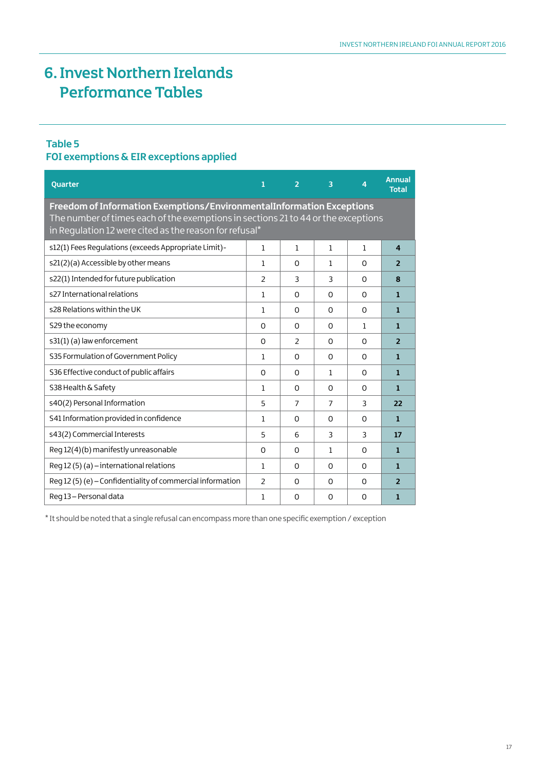# 6. Invest Northern Irelands Performance Tables

## Table 5
### FOI exemptions & EIR exceptions applied

| Quarter | 1 | 2 | 3 | 4 | Annual Total |
|---|---|---|---|---|---|
| **Freedom of Information Exemptions/EnvironmentalInformation Exceptions** The number of times each of the exemptions in sections 21 to 44 or the exceptions in Regulation 12 were cited as the reason for refusal* | | | | | |
| s12(1) Fees Regulations (exceeds Appropriate Limit)- | 1 | 1 | 1 | 1 | **4** |
| s21(2)(a) Accessible by other means | 1 | 0 | 1 | 0 | **2** |
| s22(1) Intended for future publication | 2 | 3 | 3 | 0 | **8** |
| s27 International relations | 1 | 0 | 0 | 0 | **1** |
| s28 Relations within the UK | 1 | 0 | 0 | 0 | **1** |
| S29 the economy | 0 | 0 | 0 | 1 | **1** |
| s31(1) (a) law enforcement | 0 | 2 | 0 | 0 | **2** |
| S35 Formulation of Government Policy | 1 | 0 | 0 | 0 | **1** |
| S36 Effective conduct of public affairs | 0 | 0 | 1 | 0 | **1** |
| S38 Health & Safety | 1 | 0 | 0 | 0 | **1** |
| s40(2) Personal Information | 5 | 7 | 7 | 3 | **22** |
| S41 Information provided in confidence | 1 | 0 | 0 | 0 | **1** |
| s43(2) Commercial Interests | 5 | 6 | 3 | 3 | **17** |
| Reg 12(4)(b) manifestly unreasonable | 0 | 0 | 1 | 0 | **1** |
| Reg 12 (5) (a) – international relations | 1 | 0 | 0 | 0 | **1** |
| Reg 12 (5) (e) – Confidentiality of commercial information | 2 | 0 | 0 | 0 | **2** |
| Reg 13 – Personal data | 1 | 0 | 0 | 0 | **1** |

* It should be noted that a single refusal can encompass more than one specific exemption / exception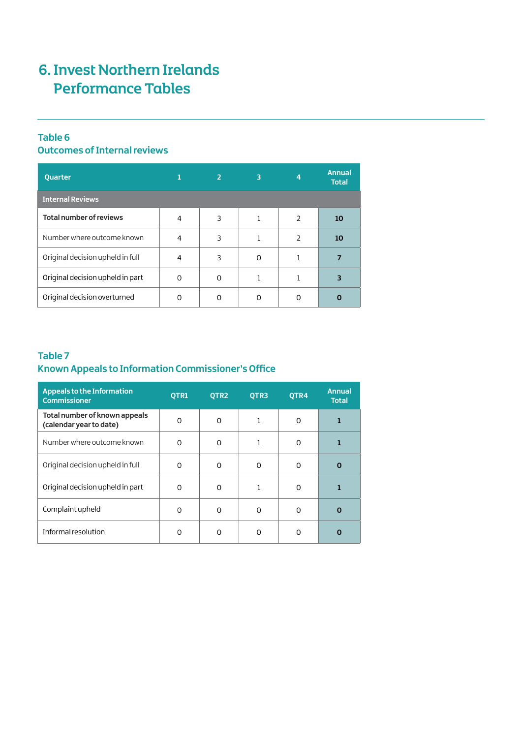# 6. Invest Northern Irelands Performance Tables

## Table 6
## Outcomes of Internal reviews

| Quarter | 1 | 2 | 3 | 4 | Annual Total |
|---|---|---|---|---|---|
| **Internal Reviews** | | | | | |
| **Total number of reviews** | 4 | 3 | 1 | 2 | **10** |
| Number where outcome known | 4 | 3 | 1 | 2 | **10** |
| Original decision upheld in full | 4 | 3 | 0 | 1 | **7** |
| Original decision upheld in part | 0 | 0 | 1 | 1 | **3** |
| Original decision overturned | 0 | 0 | 0 | 0 | **0** |

## Table 7
## Known Appeals to Information Commissioner's Office

| Appeals to the Information Commissioner | QTR1 | QTR2 | QTR3 | QTR4 | Annual Total |
|---|---|---|---|---|---|
| **Total number of known appeals (calendar year to date)** | 0 | 0 | 1 | 0 | **1** |
| Number where outcome known | 0 | 0 | 1 | 0 | **1** |
| Original decision upheld in full | 0 | 0 | 0 | 0 | **0** |
| Original decision upheld in part | 0 | 0 | 1 | 0 | **1** |
| Complaint upheld | 0 | 0 | 0 | 0 | **0** |
| Informal resolution | 0 | 0 | 0 | 0 | **0** |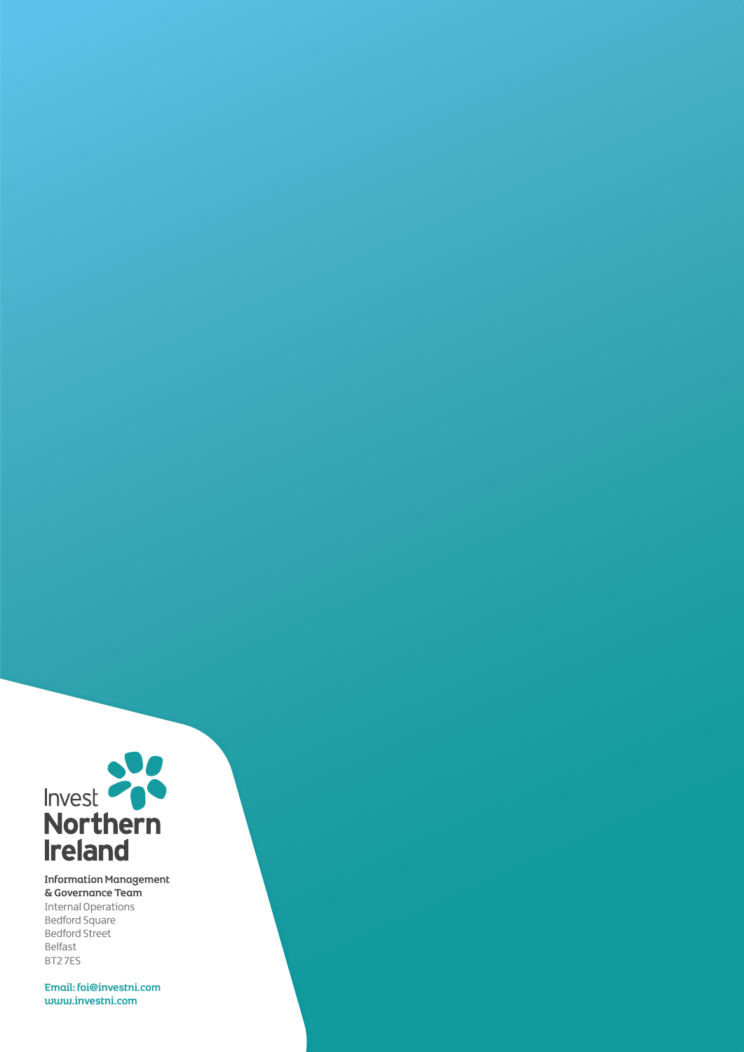Invest Northern Ireland

**Information Management & Governance Team**
Internal Operations
Bedford Square
Bedford Street
Belfast
BT2 7ES

Email: foi@investni.com
www.investni.com